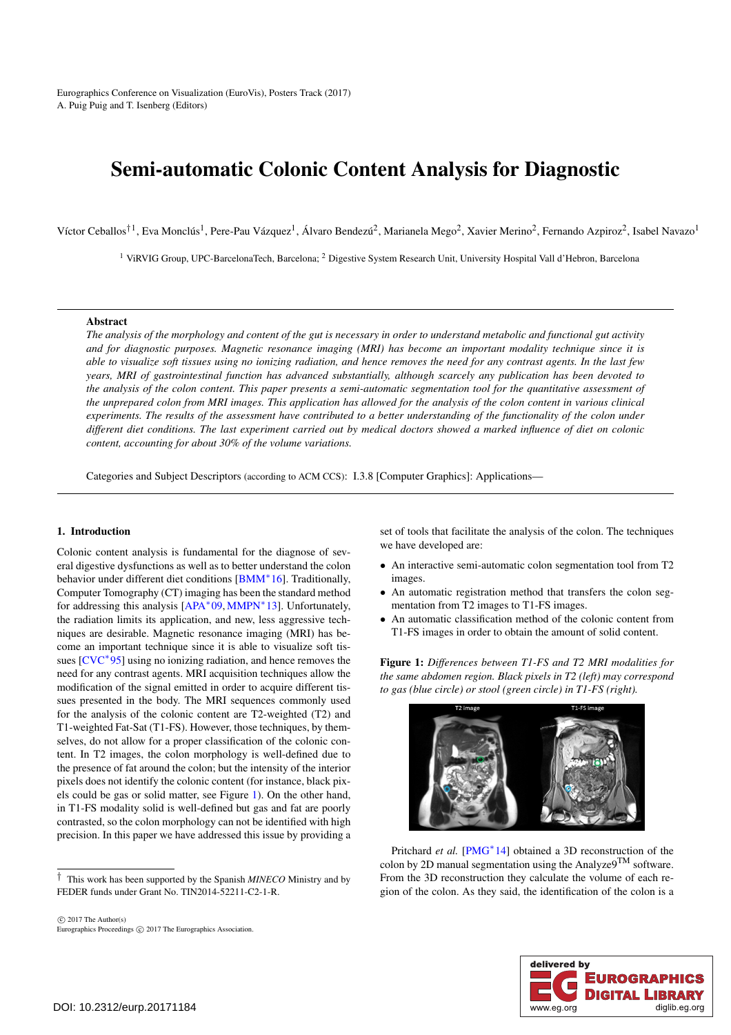# Semi-automatic Colonic Content Analysis for Diagnostic

Víctor Ceballos[†1], Eva Monclús[1], Pere-Pau Vázquez[1], Álvaro Bendezú[2], Marianela Mego[2], Xavier Merino[2], Fernando Azpiroz[2], Isabel Navazo[1]

[1] ViRVIG Group, UPC-BarcelonaTech, Barcelona; [2] Digestive System Research Unit, University Hospital Vall d'Hebron, Barcelona

## Abstract

*The analysis of the morphology and content of the gut is necessary in order to understand metabolic and functional gut activity and for diagnostic purposes. Magnetic resonance imaging (MRI) has become an important modality technique since it is able to visualize soft tissues using no ionizing radiation, and hence removes the need for any contrast agents. In the last few years, MRI of gastrointestinal function has advanced substantially, although scarcely any publication has been devoted to the analysis of the colon content. This paper presents a semi-automatic segmentation tool for the quantitative assessment of the unprepared colon from MRI images. This application has allowed for the analysis of the colon content in various clinical experiments. The results of the assessment have contributed to a better understanding of the functionality of the colon under different diet conditions. The last experiment carried out by medical doctors showed a marked influence of diet on colonic content, accounting for about 30% of the volume variations.*

Categories and Subject Descriptors (according to ACM CCS): I.3.8 [Computer Graphics]: Applications—

## 1. Introduction

Colonic content analysis is fundamental for the diagnose of several digestive dysfunctions as well as to better understand the colon behavior under different diet conditions [BMM*16]. Traditionally, Computer Tomography (CT) imaging has been the standard method for addressing this analysis [APA*09, MMPN*13]. Unfortunately, the radiation limits its application, and new, less aggressive techniques are desirable. Magnetic resonance imaging (MRI) has become an important technique since it is able to visualize soft tissues [CVC*95] using no ionizing radiation, and hence removes the need for any contrast agents. MRI acquisition techniques allow the modification of the signal emitted in order to acquire different tissues presented in the body. The MRI sequences commonly used for the analysis of the colonic content are T2-weighted (T2) and T1-weighted Fat-Sat (T1-FS). However, those techniques, by themselves, do not allow for a proper classification of the colonic content. In T2 images, the colon morphology is well-defined due to the presence of fat around the colon; but the intensity of the interior pixels does not identify the colonic content (for instance, black pixels could be gas or solid matter, see Figure 1). On the other hand, in T1-FS modality solid is well-defined but gas and fat are poorly contrasted, so the colon morphology can not be identified with high precision. In this paper we have addressed this issue by providing a set of tools that facilitate the analysis of the colon. The techniques we have developed are:

- An interactive semi-automatic colon segmentation tool from T2 images.
- An automatic registration method that transfers the colon segmentation from T2 images to T1-FS images.
- An automatic classification method of the colonic content from T1-FS images in order to obtain the amount of solid content.

**Figure 1:** *Differences between T1-FS and T2 MRI modalities for the same abdomen region. Black pixels in T2 (left) may correspond to gas (blue circle) or stool (green circle) in T1-FS (right).*

Pritchard *et al.* [PMG*14] obtained a 3D reconstruction of the colon by 2D manual segmentation using the Analyze9™ software. From the 3D reconstruction they calculate the volume of each region of the colon. As they said, the identification of the colon is a

[†] This work has been supported by the Spanish *MINECO* Ministry and by FEDER funds under Grant No. TIN2014-52211-C2-1-R.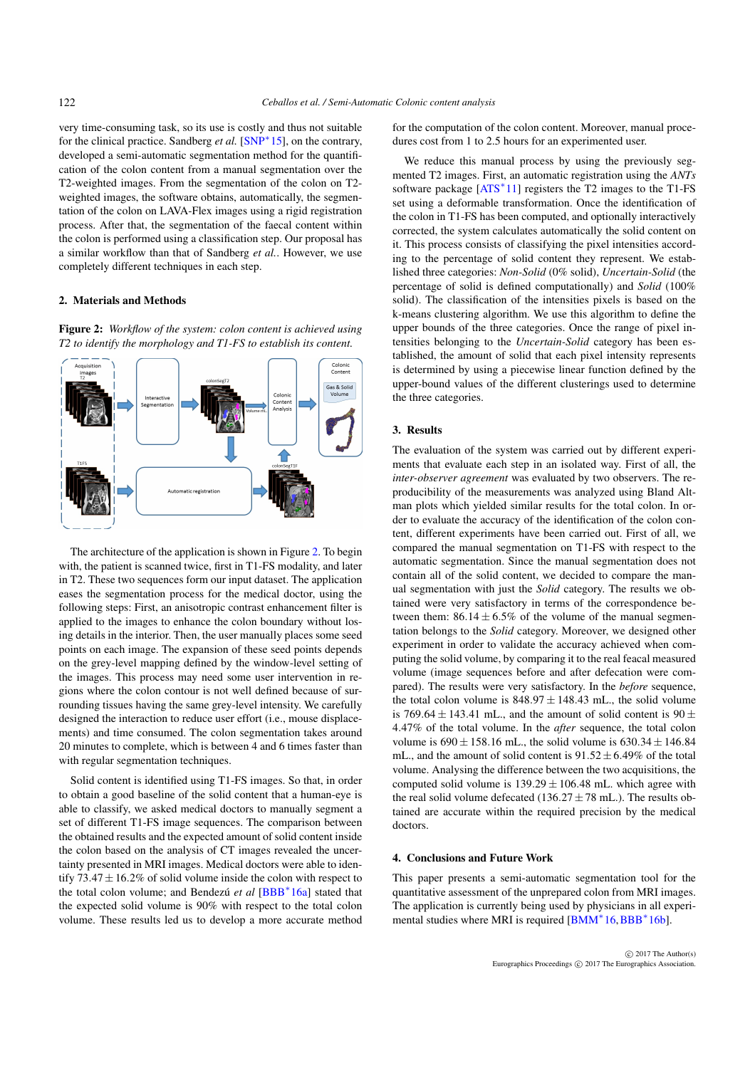very time-consuming task, so its use is costly and thus not suitable for the clinical practice. Sandberg *et al.* [SNP*15], on the contrary, developed a semi-automatic segmentation method for the quantification of the colon content from a manual segmentation over the T2-weighted images. From the segmentation of the colon on T2-weighted images, the software obtains, automatically, the segmentation of the colon on LAVA-Flex images using a rigid registration process. After that, the segmentation of the faecal content within the colon is performed using a classification step. Our proposal has a similar workflow than that of Sandberg *et al.*. However, we use completely different techniques in each step.

## 2. Materials and Methods

**Figure 2:** *Workflow of the system: colon content is achieved using T2 to identify the morphology and T1-FS to establish its content.*

The architecture of the application is shown in Figure 2. To begin with, the patient is scanned twice, first in T1-FS modality, and later in T2. These two sequences form our input dataset. The application eases the segmentation process for the medical doctor, using the following steps: First, an anisotropic contrast enhancement filter is applied to the images to enhance the colon boundary without losing details in the interior. Then, the user manually places some seed points on each image. The expansion of these seed points depends on the grey-level mapping defined by the window-level setting of the images. This process may need some user intervention in regions where the colon contour is not well defined because of surrounding tissues having the same grey-level intensity. We carefully designed the interaction to reduce user effort (i.e., mouse displacements) and time consumed. The colon segmentation takes around 20 minutes to complete, which is between 4 and 6 times faster than with regular segmentation techniques.

Solid content is identified using T1-FS images. So that, in order to obtain a good baseline of the solid content that a human-eye is able to classify, we asked medical doctors to manually segment a set of different T1-FS image sequences. The comparison between the obtained results and the expected amount of solid content inside the colon based on the analysis of CT images revealed the uncertainty presented in MRI images. Medical doctors were able to identify $73.47 \pm 16.2\%$ of solid volume inside the colon with respect to the total colon volume; and Bendezú *et al* [BBB*16a] stated that the expected solid volume is 90% with respect to the total colon volume. These results led us to develop a more accurate method for the computation of the colon content. Moreover, manual procedures cost from 1 to 2.5 hours for an experimented user.

We reduce this manual process by using the previously segmented T2 images. First, an automatic registration using the *ANTs* software package [ATS*11] registers the T2 images to the T1-FS set using a deformable transformation. Once the identification of the colon in T1-FS has been computed, and optionally interactively corrected, the system calculates automatically the solid content on it. This process consists of classifying the pixel intensities according to the percentage of solid content they represent. We established three categories: *Non-Solid* (0% solid), *Uncertain-Solid* (the percentage of solid is defined computationally) and *Solid* (100% solid). The classification of the intensities pixels is based on the k-means clustering algorithm. We use this algorithm to define the upper bounds of the three categories. Once the range of pixel intensities belonging to the *Uncertain-Solid* category has been established, the amount of solid that each pixel intensity represents is determined by using a piecewise linear function defined by the upper-bound values of the different clusterings used to determine the three categories.

## 3. Results

The evaluation of the system was carried out by different experiments that evaluate each step in an isolated way. First of all, the *inter-observer agreement* was evaluated by two observers. The reproducibility of the measurements was analyzed using Bland Altman plots which yielded similar results for the total colon. In order to evaluate the accuracy of the identification of the colon content, different experiments have been carried out. First of all, we compared the manual segmentation on T1-FS with respect to the automatic segmentation. Since the manual segmentation does not contain all of the solid content, we decided to compare the manual segmentation with just the *Solid* category. The results we obtained were very satisfactory in terms of the correspondence between them: $86.14 \pm 6.5\%$ of the volume of the manual segmentation belongs to the *Solid* category. Moreover, we designed other experiment in order to validate the accuracy achieved when computing the solid volume, by comparing it to the real feacal measured volume (image sequences before and after defecation were compared). The results were very satisfactory. In the *before* sequence, the total colon volume is $848.97 \pm 148.43$ mL., the solid volume is $769.64 \pm 143.41$ mL., and the amount of solid content is $90 \pm 4.47\%$ of the total volume. In the *after* sequence, the total colon volume is $690 \pm 158.16$ mL., the solid volume is $630.34 \pm 146.84$ mL., and the amount of solid content is $91.52 \pm 6.49\%$ of the total volume. Analysing the difference between the two acquisitions, the computed solid volume is $139.29 \pm 106.48$ mL. which agree with the real solid volume defecated ($136.27 \pm 78$ mL.). The results obtained are accurate within the required precision by the medical doctors.

## 4. Conclusions and Future Work

This paper presents a semi-automatic segmentation tool for the quantitative assessment of the unprepared colon from MRI images. The application is currently being used by physicians in all experimental studies where MRI is required [BMM*16, BBB*16b].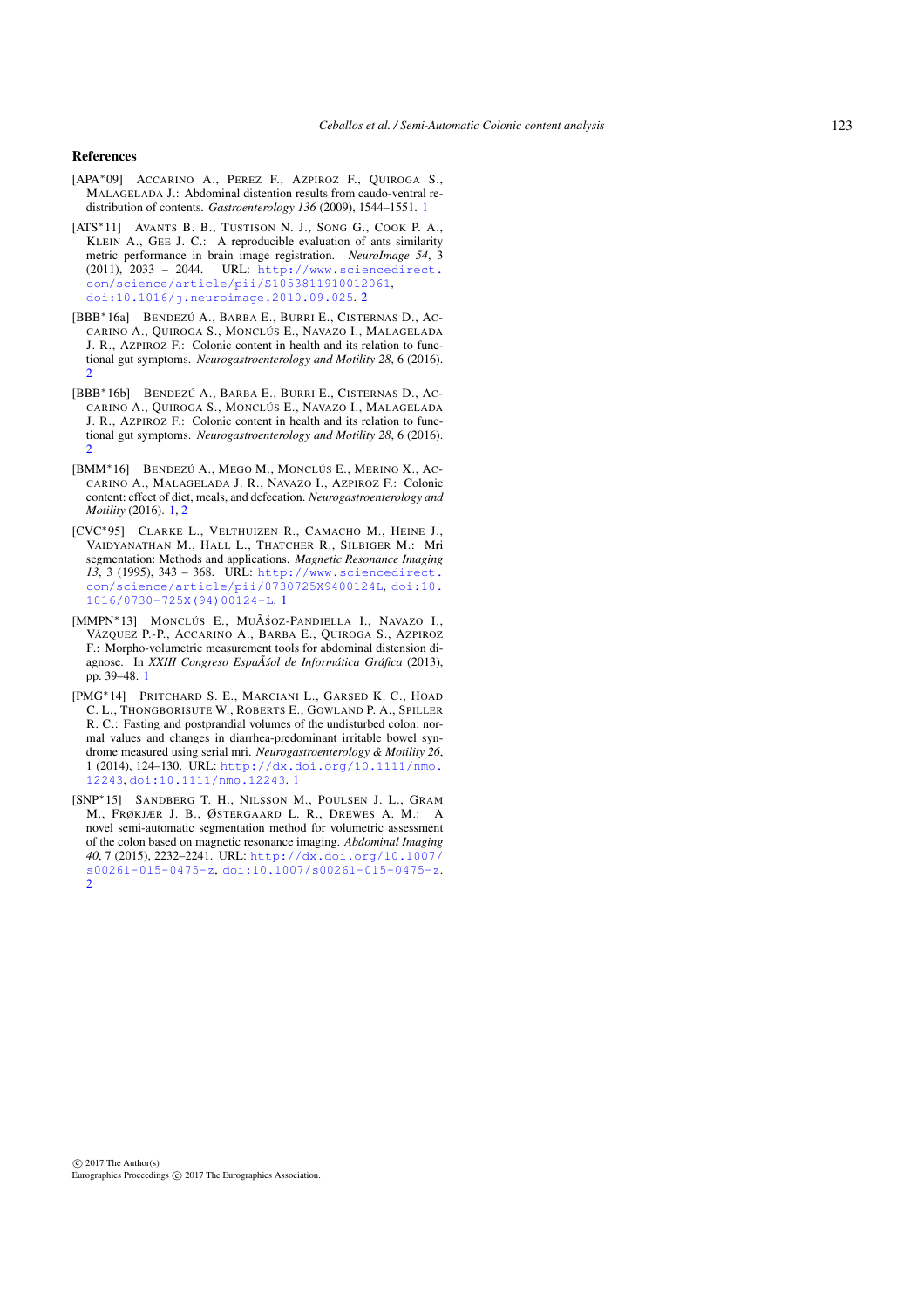## References

[APA*09] ACCARINO A., PEREZ F., AZPIROZ F., QUIROGA S., MALAGELADA J.: Abdominal distention results from caudo-ventral redistribution of contents. *Gastroenterology 136* (2009), 1544–1551. 1

[ATS*11] AVANTS B. B., TUSTISON N. J., SONG G., COOK P. A., KLEIN A., GEE J. C.: A reproducible evaluation of ants similarity metric performance in brain image registration. *NeuroImage 54*, 3 (2011), 2033 – 2044. URL: http://www.sciencedirect.com/science/article/pii/S1053811910012061, doi:10.1016/j.neuroimage.2010.09.025. 2

[BBB*16a] BENDEZÚ A., BARBA E., BURRI E., CISTERNAS D., ACCARINO A., QUIROGA S., MONCLÚS E., NAVAZO I., MALAGELADA J. R., AZPIROZ F.: Colonic content in health and its relation to functional gut symptoms. *Neurogastroenterology and Motility 28*, 6 (2016). 2

[BBB*16b] BENDEZÚ A., BARBA E., BURRI E., CISTERNAS D., ACCARINO A., QUIROGA S., MONCLÚS E., NAVAZO I., MALAGELADA J. R., AZPIROZ F.: Colonic content in health and its relation to functional gut symptoms. *Neurogastroenterology and Motility 28*, 6 (2016). 2

[BMM*16] BENDEZÚ A., MEGO M., MONCLÚS E., MERINO X., ACCARINO A., MALAGELADA J. R., NAVAZO I., AZPIROZ F.: Colonic content: effect of diet, meals, and defecation. *Neurogastroenterology and Motility* (2016). 1, 2

[CVC*95] CLARKE L., VELTHUIZEN R., CAMACHO M., HEINE J., VAIDYANATHAN M., HALL L., THATCHER R., SILBIGER M.: Mri segmentation: Methods and applications. *Magnetic Resonance Imaging 13*, 3 (1995), 343 – 368. URL: http://www.sciencedirect.com/science/article/pii/0730725X9400124L, doi:10.1016/0730-725X(94)00124-L. 1

[MMPN*13] MONCLÚS E., MUÃŚOZ-PANDIELLA I., NAVAZO I., VÁZQUEZ P.-P., ACCARINO A., BARBA E., QUIROGA S., AZPIROZ F.: Morpho-volumetric measurement tools for abdominal distension diagnose. In *XXIII Congreso EspaÃśol de Informática Gráfica* (2013), pp. 39–48. 1

[PMG*14] PRITCHARD S. E., MARCIANI L., GARSED K. C., HOAD C. L., THONGBORISUTE W., ROBERTS E., GOWLAND P. A., SPILLER R. C.: Fasting and postprandial volumes of the undisturbed colon: normal values and changes in diarrhea-predominant irritable bowel syndrome measured using serial mri. *Neurogastroenterology & Motility 26*, 1 (2014), 124–130. URL: http://dx.doi.org/10.1111/nmo.12243, doi:10.1111/nmo.12243. 1

[SNP*15] SANDBERG T. H., NILSSON M., POULSEN J. L., GRAM M., FRØKJÆR J. B., ØSTERGAARD L. R., DREWES A. M.: A novel semi-automatic segmentation method for volumetric assessment of the colon based on magnetic resonance imaging. *Abdominal Imaging 40*, 7 (2015), 2232–2241. URL: http://dx.doi.org/10.1007/s00261-015-0475-z, doi:10.1007/s00261-015-0475-z. 2